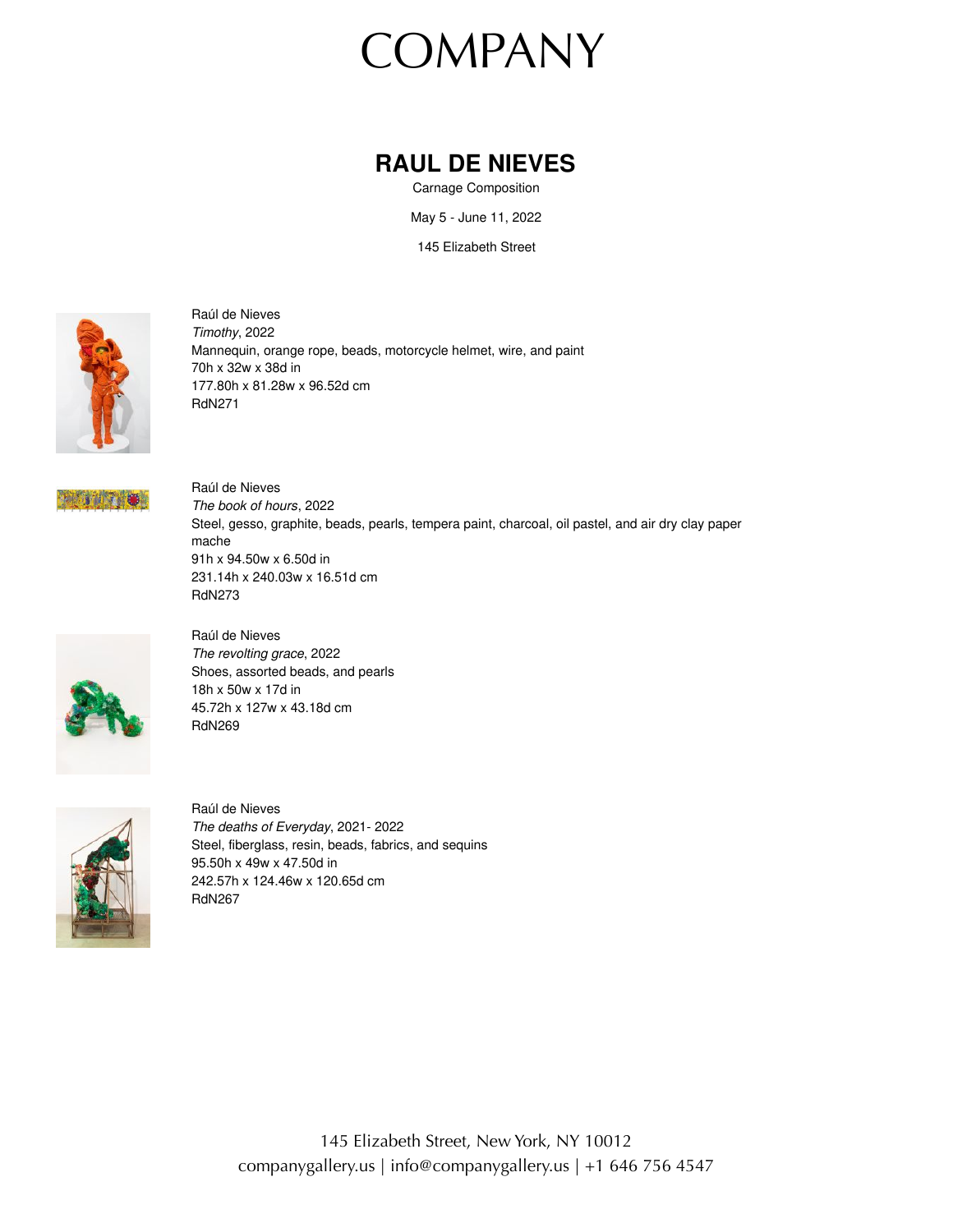# COMPANY

## RAUL DE NIEVES

Carnage Composition

May 5 - June 11, 2022

145 Elizabeth Street

Raúl de Nieves
*Timothy*, 2022
Mannequin, orange rope, beads, motorcycle helmet, wire, and paint
70h x 32w x 38d in
177.80h x 81.28w x 96.52d cm
RdN271

Raúl de Nieves
*The book of hours*, 2022
Steel, gesso, graphite, beads, pearls, tempera paint, charcoal, oil pastel, and air dry clay paper mache
91h x 94.50w x 6.50d in
231.14h x 240.03w x 16.51d cm
RdN273

Raúl de Nieves
*The revolting grace*, 2022
Shoes, assorted beads, and pearls
18h x 50w x 17d in
45.72h x 127w x 43.18d cm
RdN269

Raúl de Nieves
*The deaths of Everyday*, 2021- 2022
Steel, fiberglass, resin, beads, fabrics, and sequins
95.50h x 49w x 47.50d in
242.57h x 124.46w x 120.65d cm
RdN267

145 Elizabeth Street, New York, NY 10012
companygallery.us | info@companygallery.us | +1 646 756 4547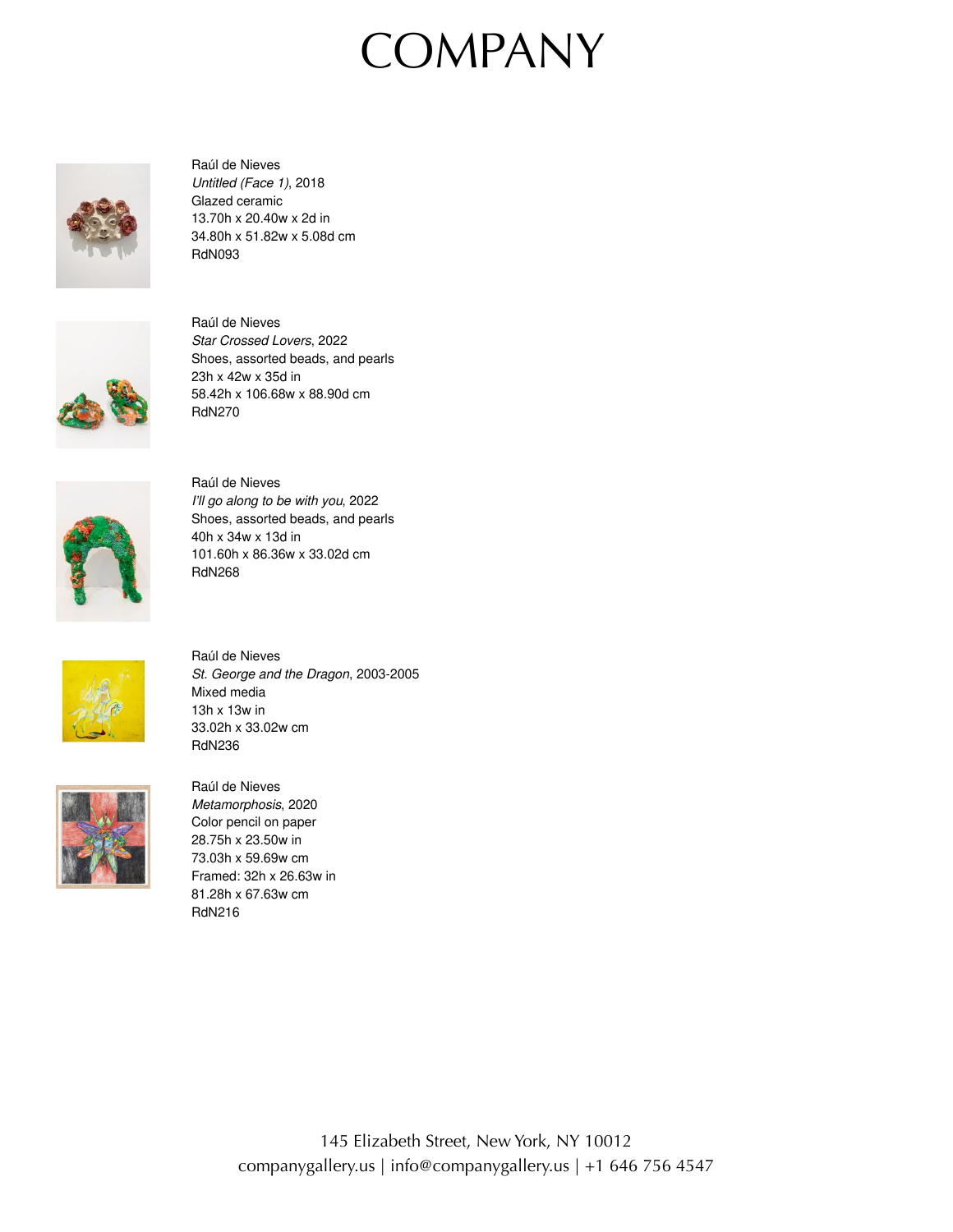# COMPANY

Raúl de Nieves
*Untitled (Face 1)*, 2018
Glazed ceramic
13.70h x 20.40w x 2d in
34.80h x 51.82w x 5.08d cm
RdN093

Raúl de Nieves
*Star Crossed Lovers*, 2022
Shoes, assorted beads, and pearls
23h x 42w x 35d in
58.42h x 106.68w x 88.90d cm
RdN270

Raúl de Nieves
*I'll go along to be with you*, 2022
Shoes, assorted beads, and pearls
40h x 34w x 13d in
101.60h x 86.36w x 33.02d cm
RdN268

Raúl de Nieves
*St. George and the Dragon*, 2003-2005
Mixed media
13h x 13w in
33.02h x 33.02w cm
RdN236

Raúl de Nieves
*Metamorphosis*, 2020
Color pencil on paper
28.75h x 23.50w in
73.03h x 59.69w cm
Framed: 32h x 26.63w in
81.28h x 67.63w cm
RdN216

145 Elizabeth Street, New York, NY 10012
companygallery.us | info@companygallery.us | +1 646 756 4547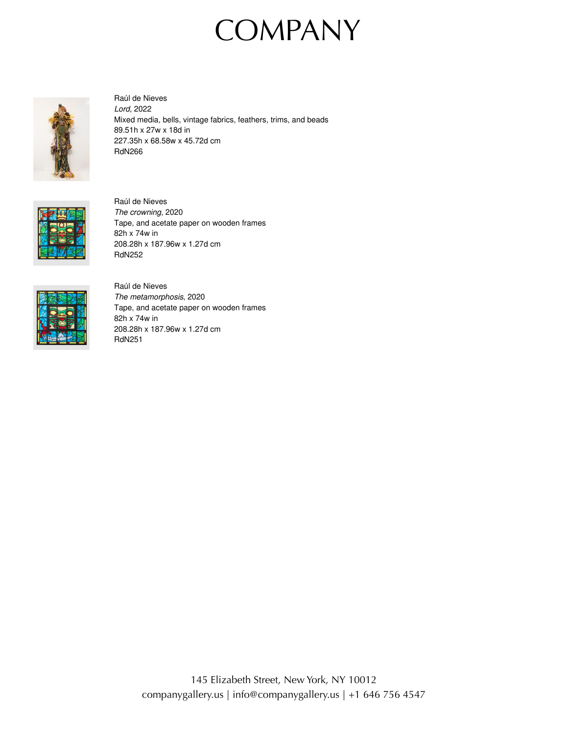Raúl de Nieves
*Lord*, 2022
Mixed media, bells, vintage fabrics, feathers, trims, and beads
89.51h x 27w x 18d in
227.35h x 68.58w x 45.72d cm
RdN266

Raúl de Nieves
*The crowning*, 2020
Tape, and acetate paper on wooden frames
82h x 74w in
208.28h x 187.96w x 1.27d cm
RdN252

Raúl de Nieves
*The metamorphosis*, 2020
Tape, and acetate paper on wooden frames
82h x 74w in
208.28h x 187.96w x 1.27d cm
RdN251